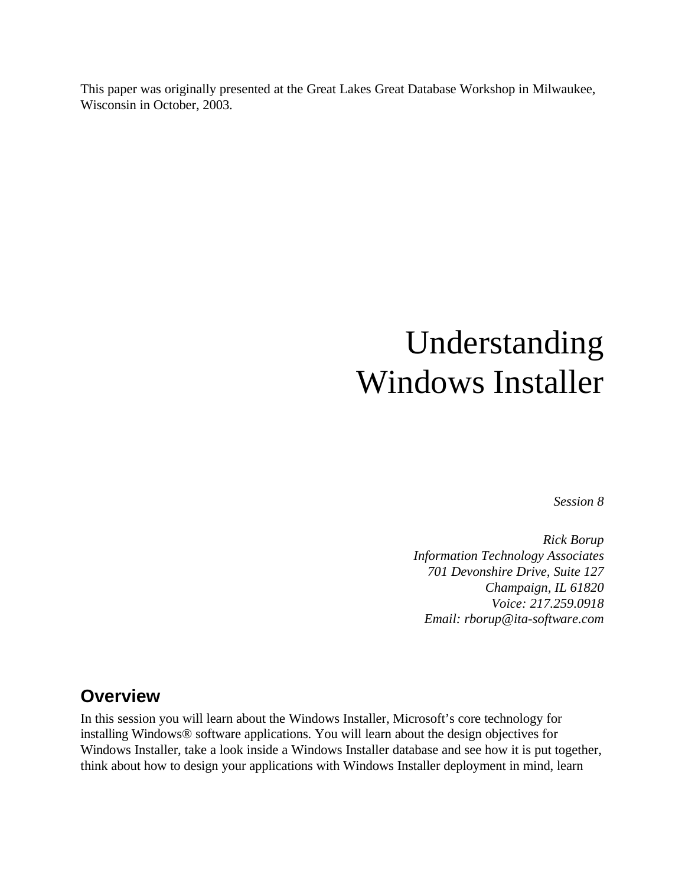This paper was originally presented at the Great Lakes Great Database Workshop in Milwaukee, Wisconsin in October, 2003.

# Understanding Windows Installer

*Session 8*

*Rick Borup*
*Information Technology Associates*
*701 Devonshire Drive, Suite 127*
*Champaign, IL 61820*
*Voice: 217.259.0918*
*Email: rborup@ita-software.com*

## Overview

In this session you will learn about the Windows Installer, Microsoft's core technology for installing Windows® software applications. You will learn about the design objectives for Windows Installer, take a look inside a Windows Installer database and see how it is put together, think about how to design your applications with Windows Installer deployment in mind, learn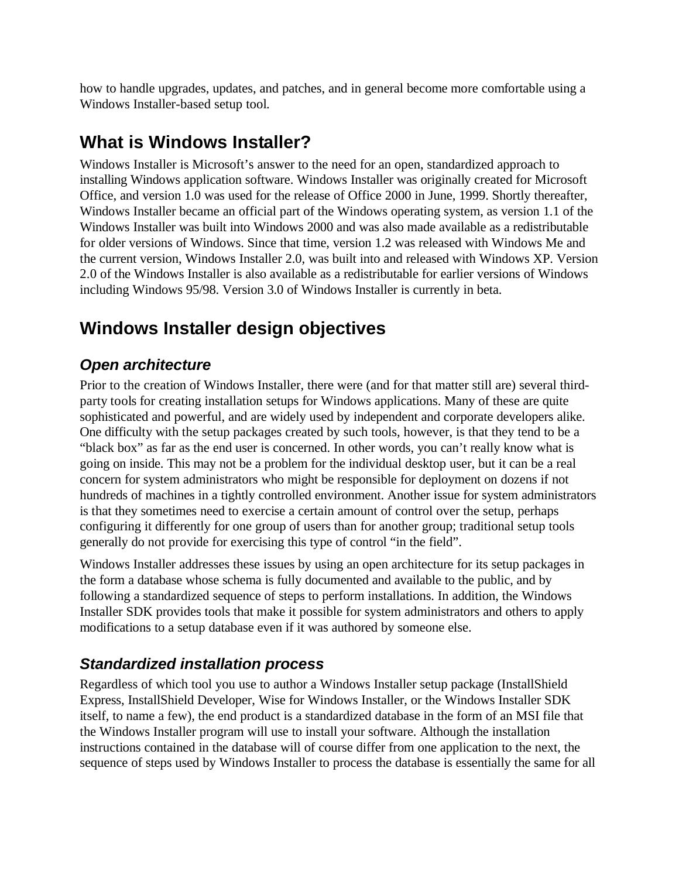how to handle upgrades, updates, and patches, and in general become more comfortable using a Windows Installer-based setup tool.

## What is Windows Installer?

Windows Installer is Microsoft's answer to the need for an open, standardized approach to installing Windows application software. Windows Installer was originally created for Microsoft Office, and version 1.0 was used for the release of Office 2000 in June, 1999. Shortly thereafter, Windows Installer became an official part of the Windows operating system, as version 1.1 of the Windows Installer was built into Windows 2000 and was also made available as a redistributable for older versions of Windows. Since that time, version 1.2 was released with Windows Me and the current version, Windows Installer 2.0, was built into and released with Windows XP. Version 2.0 of the Windows Installer is also available as a redistributable for earlier versions of Windows including Windows 95/98. Version 3.0 of Windows Installer is currently in beta.

## Windows Installer design objectives

### *Open architecture*

Prior to the creation of Windows Installer, there were (and for that matter still are) several third-party tools for creating installation setups for Windows applications. Many of these are quite sophisticated and powerful, and are widely used by independent and corporate developers alike. One difficulty with the setup packages created by such tools, however, is that they tend to be a "black box" as far as the end user is concerned. In other words, you can't really know what is going on inside. This may not be a problem for the individual desktop user, but it can be a real concern for system administrators who might be responsible for deployment on dozens if not hundreds of machines in a tightly controlled environment. Another issue for system administrators is that they sometimes need to exercise a certain amount of control over the setup, perhaps configuring it differently for one group of users than for another group; traditional setup tools generally do not provide for exercising this type of control "in the field".

Windows Installer addresses these issues by using an open architecture for its setup packages in the form a database whose schema is fully documented and available to the public, and by following a standardized sequence of steps to perform installations. In addition, the Windows Installer SDK provides tools that make it possible for system administrators and others to apply modifications to a setup database even if it was authored by someone else.

### *Standardized installation process*

Regardless of which tool you use to author a Windows Installer setup package (InstallShield Express, InstallShield Developer, Wise for Windows Installer, or the Windows Installer SDK itself, to name a few), the end product is a standardized database in the form of an MSI file that the Windows Installer program will use to install your software. Although the installation instructions contained in the database will of course differ from one application to the next, the sequence of steps used by Windows Installer to process the database is essentially the same for all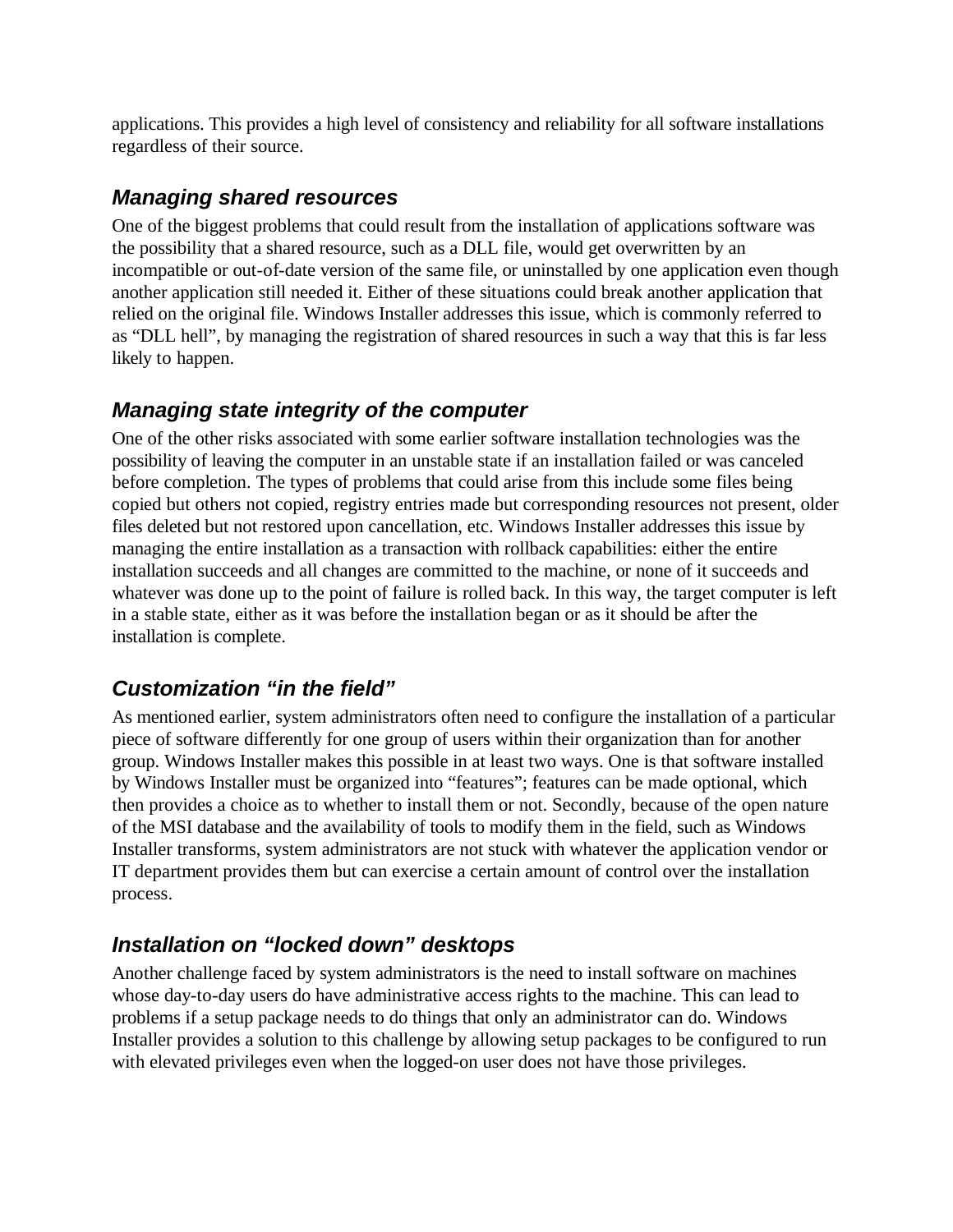applications. This provides a high level of consistency and reliability for all software installations regardless of their source.

### *Managing shared resources*

One of the biggest problems that could result from the installation of applications software was the possibility that a shared resource, such as a DLL file, would get overwritten by an incompatible or out-of-date version of the same file, or uninstalled by one application even though another application still needed it. Either of these situations could break another application that relied on the original file. Windows Installer addresses this issue, which is commonly referred to as “DLL hell”, by managing the registration of shared resources in such a way that this is far less likely to happen.

### *Managing state integrity of the computer*

One of the other risks associated with some earlier software installation technologies was the possibility of leaving the computer in an unstable state if an installation failed or was canceled before completion. The types of problems that could arise from this include some files being copied but others not copied, registry entries made but corresponding resources not present, older files deleted but not restored upon cancellation, etc. Windows Installer addresses this issue by managing the entire installation as a transaction with rollback capabilities: either the entire installation succeeds and all changes are committed to the machine, or none of it succeeds and whatever was done up to the point of failure is rolled back. In this way, the target computer is left in a stable state, either as it was before the installation began or as it should be after the installation is complete.

### *Customization “in the field”*

As mentioned earlier, system administrators often need to configure the installation of a particular piece of software differently for one group of users within their organization than for another group. Windows Installer makes this possible in at least two ways. One is that software installed by Windows Installer must be organized into “features”; features can be made optional, which then provides a choice as to whether to install them or not. Secondly, because of the open nature of the MSI database and the availability of tools to modify them in the field, such as Windows Installer transforms, system administrators are not stuck with whatever the application vendor or IT department provides them but can exercise a certain amount of control over the installation process.

### *Installation on “locked down” desktops*

Another challenge faced by system administrators is the need to install software on machines whose day-to-day users do have administrative access rights to the machine. This can lead to problems if a setup package needs to do things that only an administrator can do. Windows Installer provides a solution to this challenge by allowing setup packages to be configured to run with elevated privileges even when the logged-on user does not have those privileges.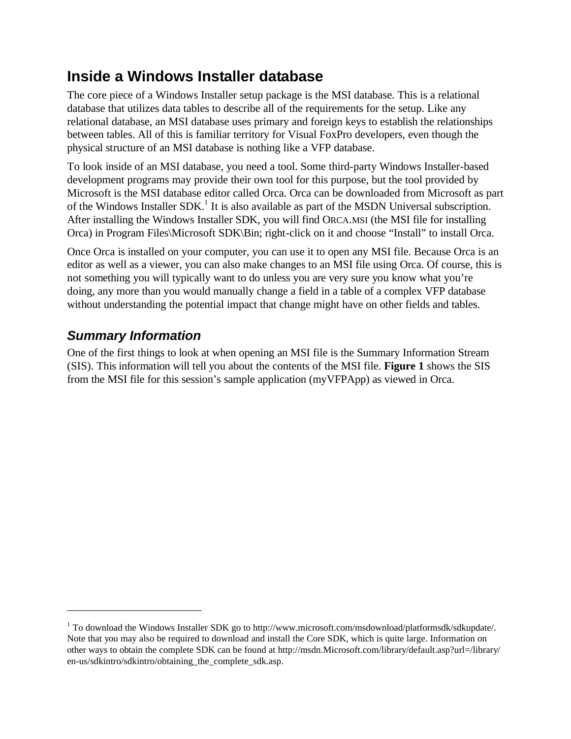## Inside a Windows Installer database

The core piece of a Windows Installer setup package is the MSI database. This is a relational database that utilizes data tables to describe all of the requirements for the setup. Like any relational database, an MSI database uses primary and foreign keys to establish the relationships between tables. All of this is familiar territory for Visual FoxPro developers, even though the physical structure of an MSI database is nothing like a VFP database.

To look inside of an MSI database, you need a tool. Some third-party Windows Installer-based development programs may provide their own tool for this purpose, but the tool provided by Microsoft is the MSI database editor called Orca. Orca can be downloaded from Microsoft as part of the Windows Installer SDK.[1] It is also available as part of the MSDN Universal subscription. After installing the Windows Installer SDK, you will find ORCA.MSI (the MSI file for installing Orca) in Program Files\Microsoft SDK\Bin; right-click on it and choose "Install" to install Orca.

Once Orca is installed on your computer, you can use it to open any MSI file. Because Orca is an editor as well as a viewer, you can also make changes to an MSI file using Orca. Of course, this is not something you will typically want to do unless you are very sure you know what you're doing, any more than you would manually change a field in a table of a complex VFP database without understanding the potential impact that change might have on other fields and tables.

### *Summary Information*

One of the first things to look at when opening an MSI file is the Summary Information Stream (SIS). This information will tell you about the contents of the MSI file. **Figure 1** shows the SIS from the MSI file for this session's sample application (myVFPApp) as viewed in Orca.

---

[1] To download the Windows Installer SDK go to http://www.microsoft.com/msdownload/platformsdk/sdkupdate/. Note that you may also be required to download and install the Core SDK, which is quite large. Information on other ways to obtain the complete SDK can be found at http://msdn.Microsoft.com/library/default.asp?url=/library/en-us/sdkintro/sdkintro/obtaining_the_complete_sdk.asp.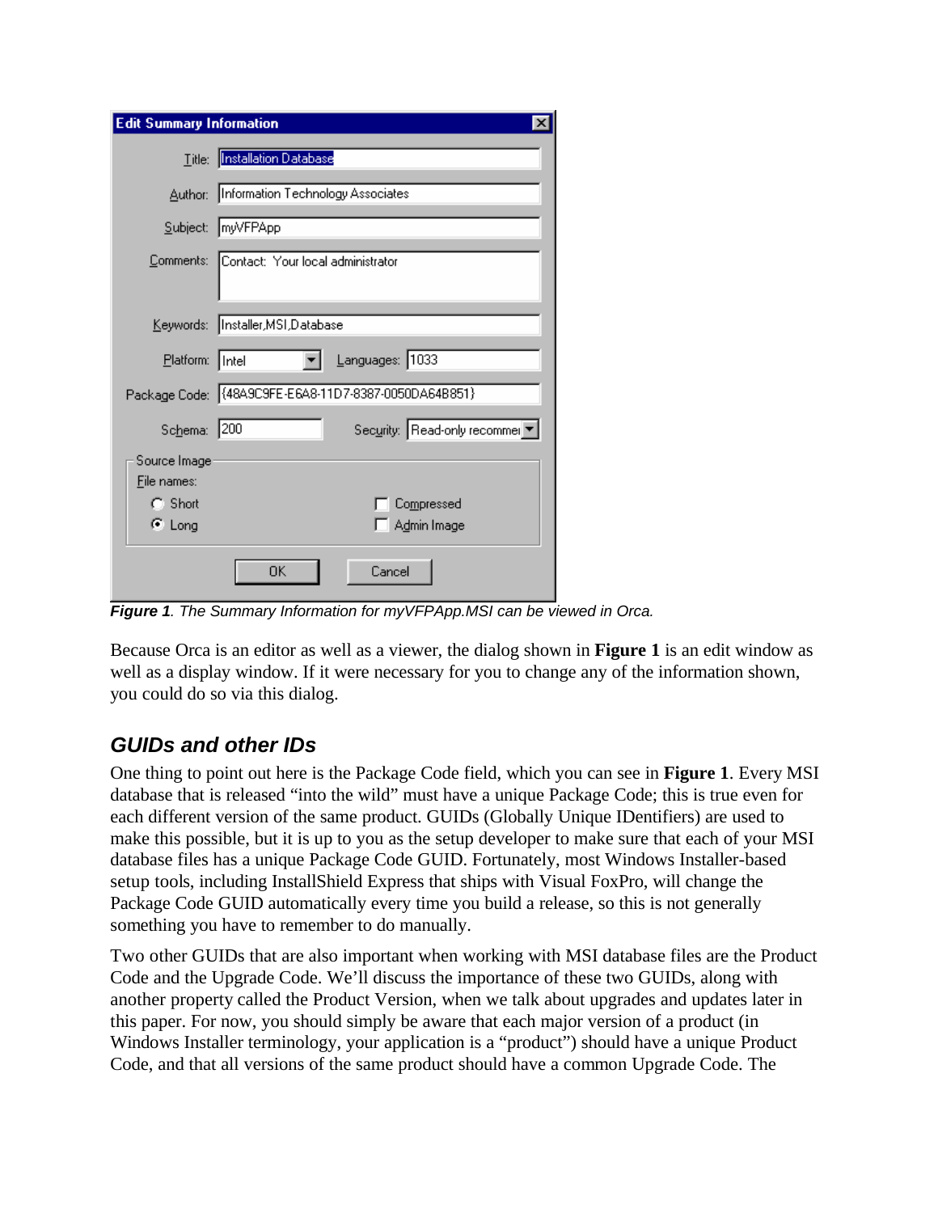***Figure 1**. The Summary Information for myVFPApp.MSI can be viewed in Orca.*

Because Orca is an editor as well as a viewer, the dialog shown in **Figure 1** is an edit window as well as a display window. If it were necessary for you to change any of the information shown, you could do so via this dialog.

## GUIDs and other IDs

One thing to point out here is the Package Code field, which you can see in **Figure 1**. Every MSI database that is released "into the wild" must have a unique Package Code; this is true even for each different version of the same product. GUIDs (Globally Unique IDentifiers) are used to make this possible, but it is up to you as the setup developer to make sure that each of your MSI database files has a unique Package Code GUID. Fortunately, most Windows Installer-based setup tools, including InstallShield Express that ships with Visual FoxPro, will change the Package Code GUID automatically every time you build a release, so this is not generally something you have to remember to do manually.

Two other GUIDs that are also important when working with MSI database files are the Product Code and the Upgrade Code. We'll discuss the importance of these two GUIDs, along with another property called the Product Version, when we talk about upgrades and updates later in this paper. For now, you should simply be aware that each major version of a product (in Windows Installer terminology, your application is a "product") should have a unique Product Code, and that all versions of the same product should have a common Upgrade Code. The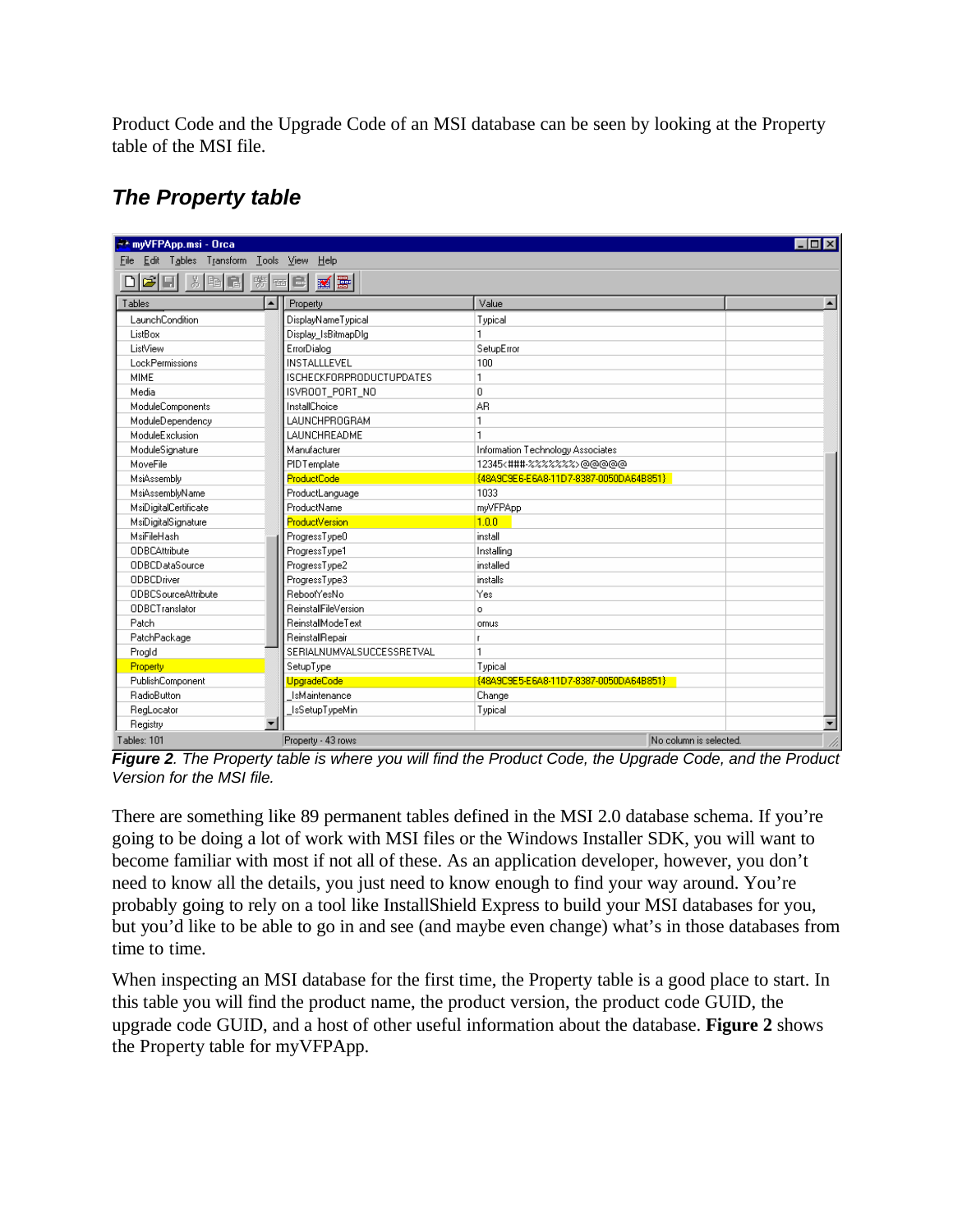Product Code and the Upgrade Code of an MSI database can be seen by looking at the Property table of the MSI file.

## *The Property table*

***Figure 2****. The Property table is where you will find the Product Code, the Upgrade Code, and the Product Version for the MSI file.*

There are something like 89 permanent tables defined in the MSI 2.0 database schema. If you're going to be doing a lot of work with MSI files or the Windows Installer SDK, you will want to become familiar with most if not all of these. As an application developer, however, you don't need to know all the details, you just need to know enough to find your way around. You're probably going to rely on a tool like InstallShield Express to build your MSI databases for you, but you'd like to be able to go in and see (and maybe even change) what's in those databases from time to time.

When inspecting an MSI database for the first time, the Property table is a good place to start. In this table you will find the product name, the product version, the product code GUID, the upgrade code GUID, and a host of other useful information about the database. **Figure 2** shows the Property table for myVFPApp.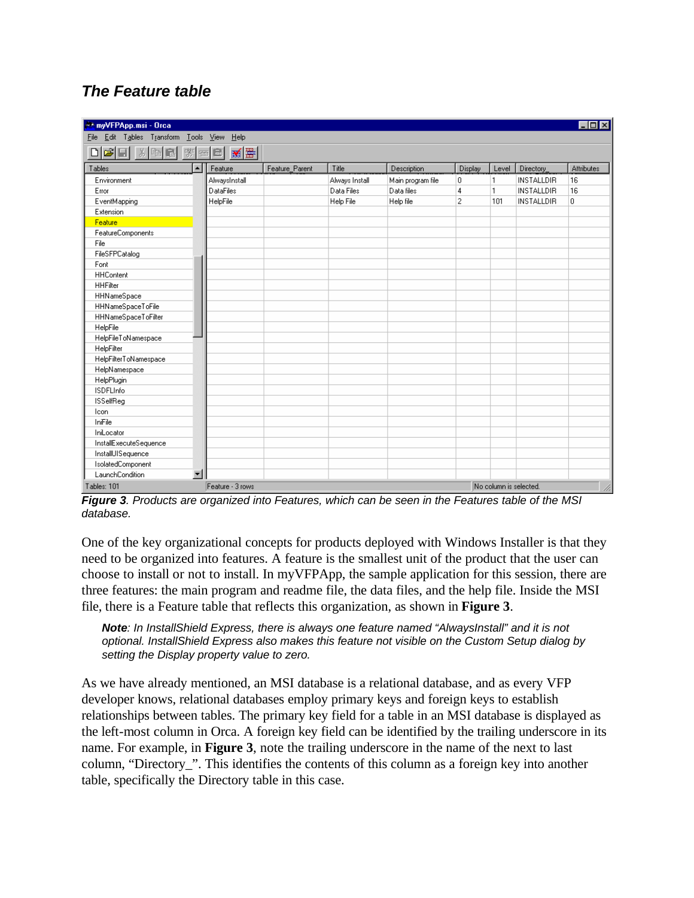### *The Feature table*

| Feature | Feature_Parent | Title | Description | Display | Level | Directory_ | Attributes |
|---|---|---|---|---|---|---|---|
| AlwaysInstall | | Always Install | Main program file | 0 | 1 | INSTALLDIR | 16 |
| DataFiles | | Data Files | Data files | 4 | 1 | INSTALLDIR | 16 |
| HelpFile | | Help File | Help file | 2 | 101 | INSTALLDIR | 0 |

***Figure 3**. Products are organized into Features, which can be seen in the Features table of the MSI database.*

One of the key organizational concepts for products deployed with Windows Installer is that they need to be organized into features. A feature is the smallest unit of the product that the user can choose to install or not to install. In myVFPApp, the sample application for this session, there are three features: the main program and readme file, the data files, and the help file. Inside the MSI file, there is a Feature table that reflects this organization, as shown in **Figure 3**.

> ***Note**: In InstallShield Express, there is always one feature named "AlwaysInstall" and it is not optional. InstallShield Express also makes this feature not visible on the Custom Setup dialog by setting the Display property value to zero.*

As we have already mentioned, an MSI database is a relational database, and as every VFP developer knows, relational databases employ primary keys and foreign keys to establish relationships between tables. The primary key field for a table in an MSI database is displayed as the left-most column in Orca. A foreign key field can be identified by the trailing underscore in its name. For example, in **Figure 3**, note the trailing underscore in the name of the next to last column, "Directory_". This identifies the contents of this column as a foreign key into another table, specifically the Directory table in this case.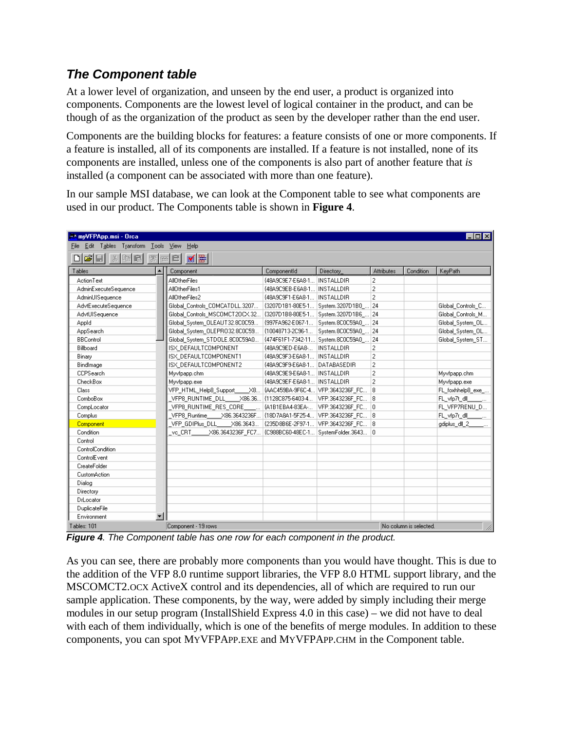## *The Component table*

At a lower level of organization, and unseen by the end user, a product is organized into components. Components are the lowest level of logical container in the product, and can be though of as the organization of the product as seen by the developer rather than the end user.

Components are the building blocks for features: a feature consists of one or more components. If a feature is installed, all of its components are installed. If a feature is not installed, none of its components are installed, unless one of the components is also part of another feature that *is* installed (a component can be associated with more than one feature).

In our sample MSI database, we can look at the Component table to see what components are used in our product. The Components table is shown in **Figure 4**.

| Component | ComponentId | Directory_ | Attributes | Condition | KeyPath |
|---|---|---|---|---|---|
| AllOtherFiles | {48A9C9E7-E6A8-1... | INSTALLDIR | 2 | | |
| AllOtherFiles1 | {48A9C9EB-E6A8-1... | INSTALLDIR | 2 | | |
| AllOtherFiles2 | {48A9C9F1-E6A8-1... | INSTALLDIR | 2 | | |
| Global_Controls_COMCATDLL.3207... | {3207D1B1-80E5-1... | System.3207D1B0_... | 24 | | Global_Controls_C... |
| Global_Controls_MSCOMCT2OCX.32... | {3207D1B8-80E5-1... | System.3207D1B6_... | 24 | | Global_Controls_M... |
| Global_System_OLEAUT32.8C0C59... | {997FA962-E067-1... | System.8C0C59A0_... | 24 | | Global_System_OL... |
| Global_System_OLEPRO32.8C0C59... | {10048713-2C96-1... | System.8C0C59A0_... | 24 | | Global_System_OL... |
| Global_System_STDOLE.8C0C59A0... | {474F61F1-7342-11... | System.8C0C59A0_... | 24 | | Global_System_ST... |
| ISX_DEFAULTCOMPONENT | {48A9C9ED-E6A8-... | INSTALLDIR | 2 | | |
| ISX_DEFAULTCOMPONENT1 | {48A9C9F3-E6A8-1... | INSTALLDIR | 2 | | |
| ISX_DEFAULTCOMPONENT2 | {48A9C9F9-E6A8-1... | DATABASEDIR | 2 | | |
| Myvfpapp.chm | {48A9C9E9-E6A8-1... | INSTALLDIR | 2 | | Myvfpapp.chm |
| Myvfpapp.exe | {48A9C9EF-E6A8-1... | INSTALLDIR | 2 | | Myvfpapp.exe |
| VFP_HTML_Help8_Support_____X8... | {AAC459BA-9F6C-4... | VFP.3643236F_FC... | 8 | | FL_foxhhelp8_exe_... |
| _VFP8_RUNTIME_DLL_____X86.36... | {1128C875-6403-4... | VFP.3643236F_FC... | 8 | | FL_vfp7t_dll_____... |
| _VFP8_RUNTIME_RES_CORE_____... | {A1B1EBA4-83EA-... | VFP.3643236F_FC... | 0 | | FL_VFP7RENU_D... |
| _VFP8_Runtime_____X86.3643236F... | {18D7A8A1-5F25-4... | VFP.3643236F_FC... | 8 | | FL_vfp7r_dll_____... |
| _VFP_GDIPlus_DLL_____X86.3643... | {235D8B6E-2F97-1... | VFP.3643236F_FC... | 8 | | gdiplus_dll_2_____... |
| _vc_CRT_____X86.3643236F_FC7... | {C988BC60-48EC-1... | SystemFolder.3643... | 0 | | |

***Figure 4**. The Component table has one row for each component in the product.*

As you can see, there are probably more components than you would have thought. This is due to the addition of the VFP 8.0 runtime support libraries, the VFP 8.0 HTML support library, and the MSCOMCT2.OCX ActiveX control and its dependencies, all of which are required to run our sample application. These components, by the way, were added by simply including their merge modules in our setup program (InstallShield Express 4.0 in this case) – we did not have to deal with each of them individually, which is one of the benefits of merge modules. In addition to these components, you can spot MYVFPAPP.EXE and MYVFPAPP.CHM in the Component table.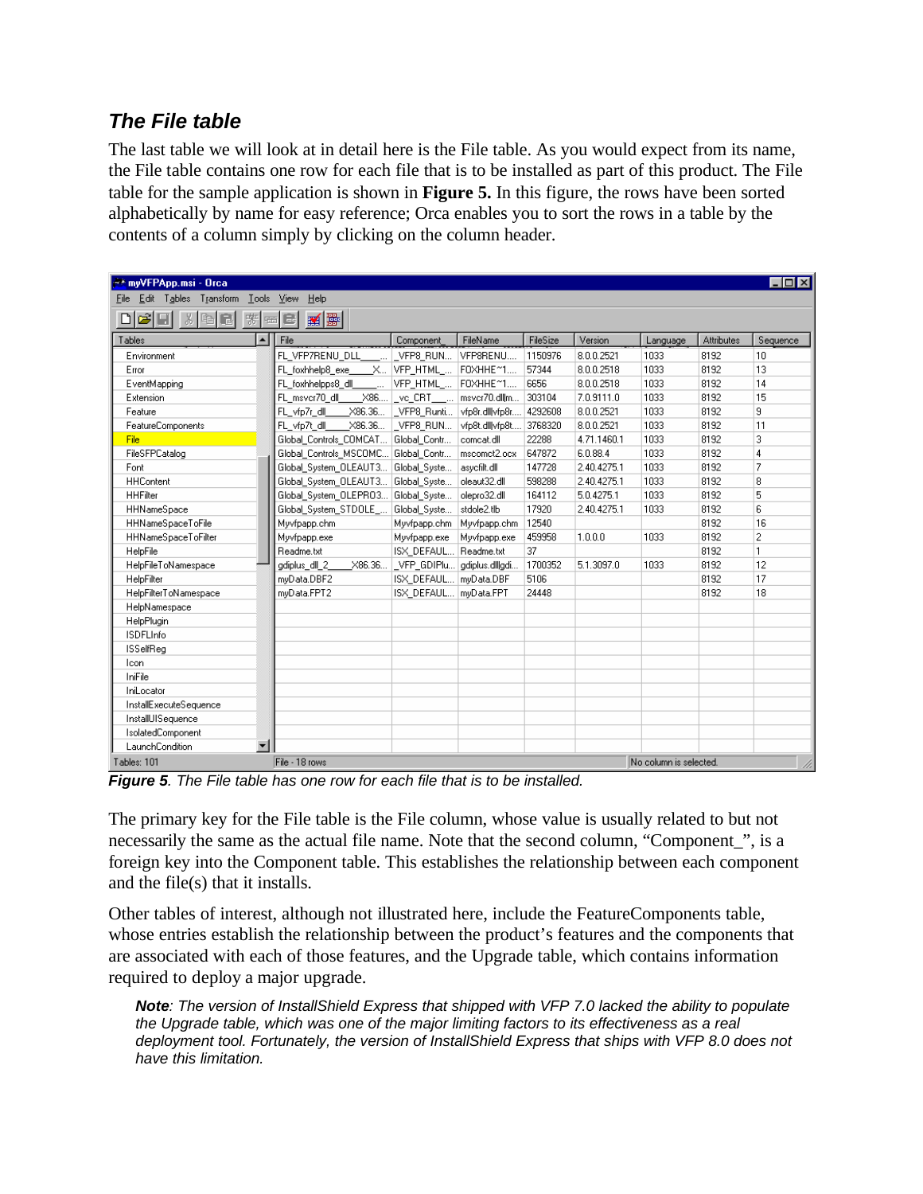## *The File table*

The last table we will look at in detail here is the File table. As you would expect from its name, the File table contains one row for each file that is to be installed as part of this product. The File table for the sample application is shown in **Figure 5.** In this figure, the rows have been sorted alphabetically by name for easy reference; Orca enables you to sort the rows in a table by the contents of a column simply by clicking on the column header.

| File | Component_ | FileName | FileSize | Version | Language | Attributes | Sequence |
|---|---|---|---|---|---|---|---|
| FL_VFP7RENU_DLL____... | _VFP8_RUN... | VFP8RENU.... | 1150976 | 8.0.0.2521 | 1033 | 8192 | 10 |
| FL_foxhhelp8_exe____X... | VFP_HTML_... | FOXHHE~1.... | 57344 | 8.0.0.2518 | 1033 | 8192 | 13 |
| FL_foxhhelpps8_dll____... | VFP_HTML_... | FOXHHE~1.... | 6656 | 8.0.0.2518 | 1033 | 8192 | 14 |
| FL_msvcr70_dll____X86.... | _vc_CRT___... | msvcr70.dll\|m... | 303104 | 7.0.9111.0 | 1033 | 8192 | 15 |
| FL_vfp7r_dll____X86.36... | _VFP8_Runti... | vfp8r.dll\|vfp8r.... | 4292608 | 8.0.0.2521 | 1033 | 8192 | 9 |
| FL_vfp7t_dll____X86.36... | _VFP8_RUN... | vfp8t.dll\|vfp8t.... | 3768320 | 8.0.0.2521 | 1033 | 8192 | 11 |
| Global_Controls_COMCAT... | Global_Contr... | comcat.dll | 22288 | 4.71.1460.1 | 1033 | 8192 | 3 |
| Global_Controls_MSCOMC... | Global_Contr... | mscomct2.ocx | 647872 | 6.0.88.4 | 1033 | 8192 | 4 |
| Global_System_OLEAUT3... | Global_Syste... | asycfilt.dll | 147728 | 2.40.4275.1 | 1033 | 8192 | 7 |
| Global_System_OLEAUT3... | Global_Syste... | oleaut32.dll | 598288 | 2.40.4275.1 | 1033 | 8192 | 8 |
| Global_System_OLEPRO3... | Global_Syste... | olepro32.dll | 164112 | 5.0.4275.1 | 1033 | 8192 | 5 |
| Global_System_STDOLE_... | Global_Syste... | stdole2.tlb | 17920 | 2.40.4275.1 | 1033 | 8192 | 6 |
| Myvfpapp.chm | Myvfpapp.chm | Myvfpapp.chm | 12540 | | | 8192 | 16 |
| Myvfpapp.exe | Myvfpapp.exe | Myvfpapp.exe | 459958 | 1.0.0.0 | 1033 | 8192 | 2 |
| Readme.txt | ISX_DEFAUL... | Readme.txt | 37 | | | 8192 | 1 |
| gdiplus_dll_2____X86.36... | _VFP_GDIPlu... | gdiplus.dll\|gdi... | 1700352 | 5.1.3097.0 | 1033 | 8192 | 12 |
| myData.DBF2 | ISX_DEFAUL... | myData.DBF | 5106 | | | 8192 | 17 |
| myData.FPT2 | ISX_DEFAUL... | myData.FPT | 24448 | | | 8192 | 18 |

***Figure 5**. The File table has one row for each file that is to be installed.*

The primary key for the File table is the File column, whose value is usually related to but not necessarily the same as the actual file name. Note that the second column, "Component_", is a foreign key into the Component table. This establishes the relationship between each component and the file(s) that it installs.

Other tables of interest, although not illustrated here, include the FeatureComponents table, whose entries establish the relationship between the product's features and the components that are associated with each of those features, and the Upgrade table, which contains information required to deploy a major upgrade.

> ***Note**: The version of InstallShield Express that shipped with VFP 7.0 lacked the ability to populate the Upgrade table, which was one of the major limiting factors to its effectiveness as a real deployment tool. Fortunately, the version of InstallShield Express that ships with VFP 8.0 does not have this limitation.*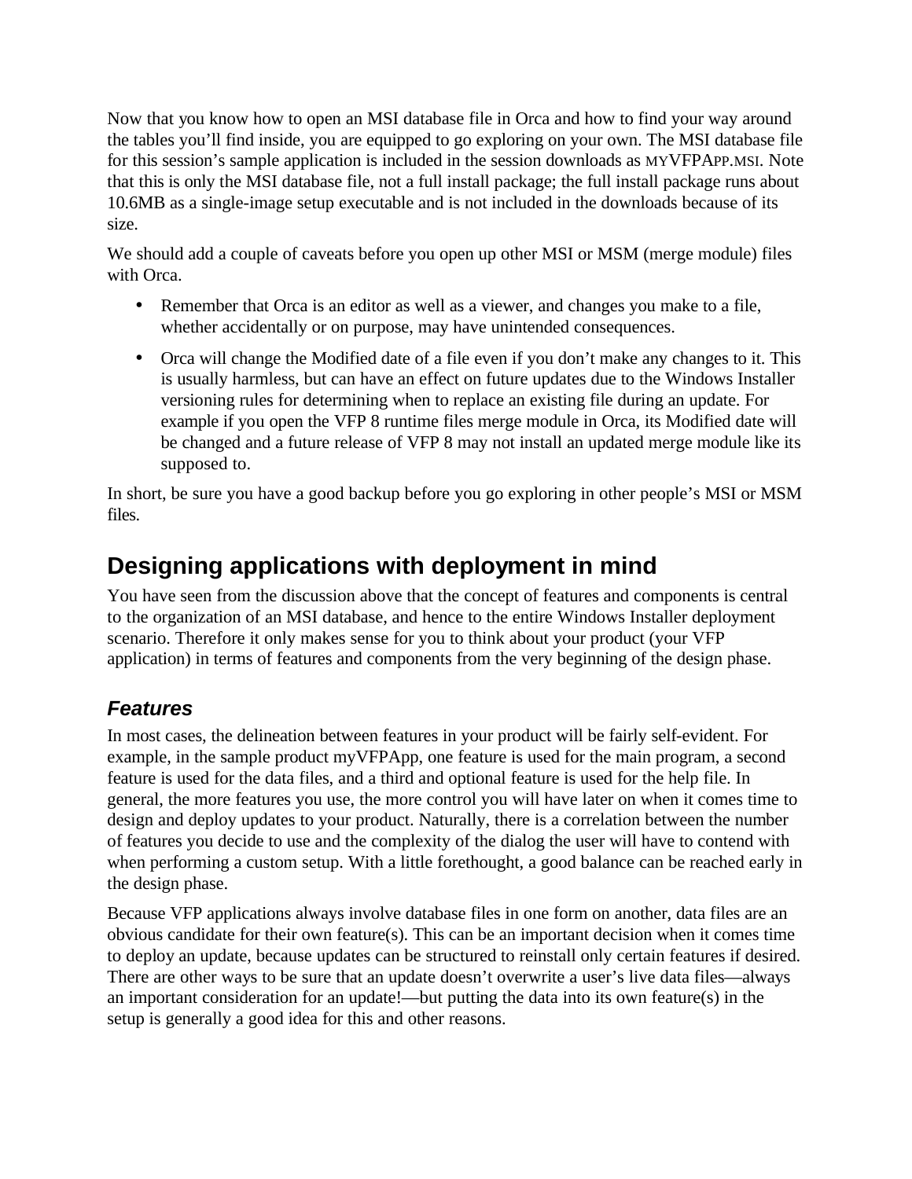Now that you know how to open an MSI database file in Orca and how to find your way around the tables you'll find inside, you are equipped to go exploring on your own. The MSI database file for this session's sample application is included in the session downloads as MYVFPAPP.MSI. Note that this is only the MSI database file, not a full install package; the full install package runs about 10.6MB as a single-image setup executable and is not included in the downloads because of its size.

We should add a couple of caveats before you open up other MSI or MSM (merge module) files with Orca.

- Remember that Orca is an editor as well as a viewer, and changes you make to a file, whether accidentally or on purpose, may have unintended consequences.
- Orca will change the Modified date of a file even if you don't make any changes to it. This is usually harmless, but can have an effect on future updates due to the Windows Installer versioning rules for determining when to replace an existing file during an update. For example if you open the VFP 8 runtime files merge module in Orca, its Modified date will be changed and a future release of VFP 8 may not install an updated merge module like its supposed to.

In short, be sure you have a good backup before you go exploring in other people's MSI or MSM files.

## Designing applications with deployment in mind

You have seen from the discussion above that the concept of features and components is central to the organization of an MSI database, and hence to the entire Windows Installer deployment scenario. Therefore it only makes sense for you to think about your product (your VFP application) in terms of features and components from the very beginning of the design phase.

### *Features*

In most cases, the delineation between features in your product will be fairly self-evident. For example, in the sample product myVFPApp, one feature is used for the main program, a second feature is used for the data files, and a third and optional feature is used for the help file. In general, the more features you use, the more control you will have later on when it comes time to design and deploy updates to your product. Naturally, there is a correlation between the number of features you decide to use and the complexity of the dialog the user will have to contend with when performing a custom setup. With a little forethought, a good balance can be reached early in the design phase.

Because VFP applications always involve database files in one form on another, data files are an obvious candidate for their own feature(s). This can be an important decision when it comes time to deploy an update, because updates can be structured to reinstall only certain features if desired. There are other ways to be sure that an update doesn't overwrite a user's live data files—always an important consideration for an update!—but putting the data into its own feature(s) in the setup is generally a good idea for this and other reasons.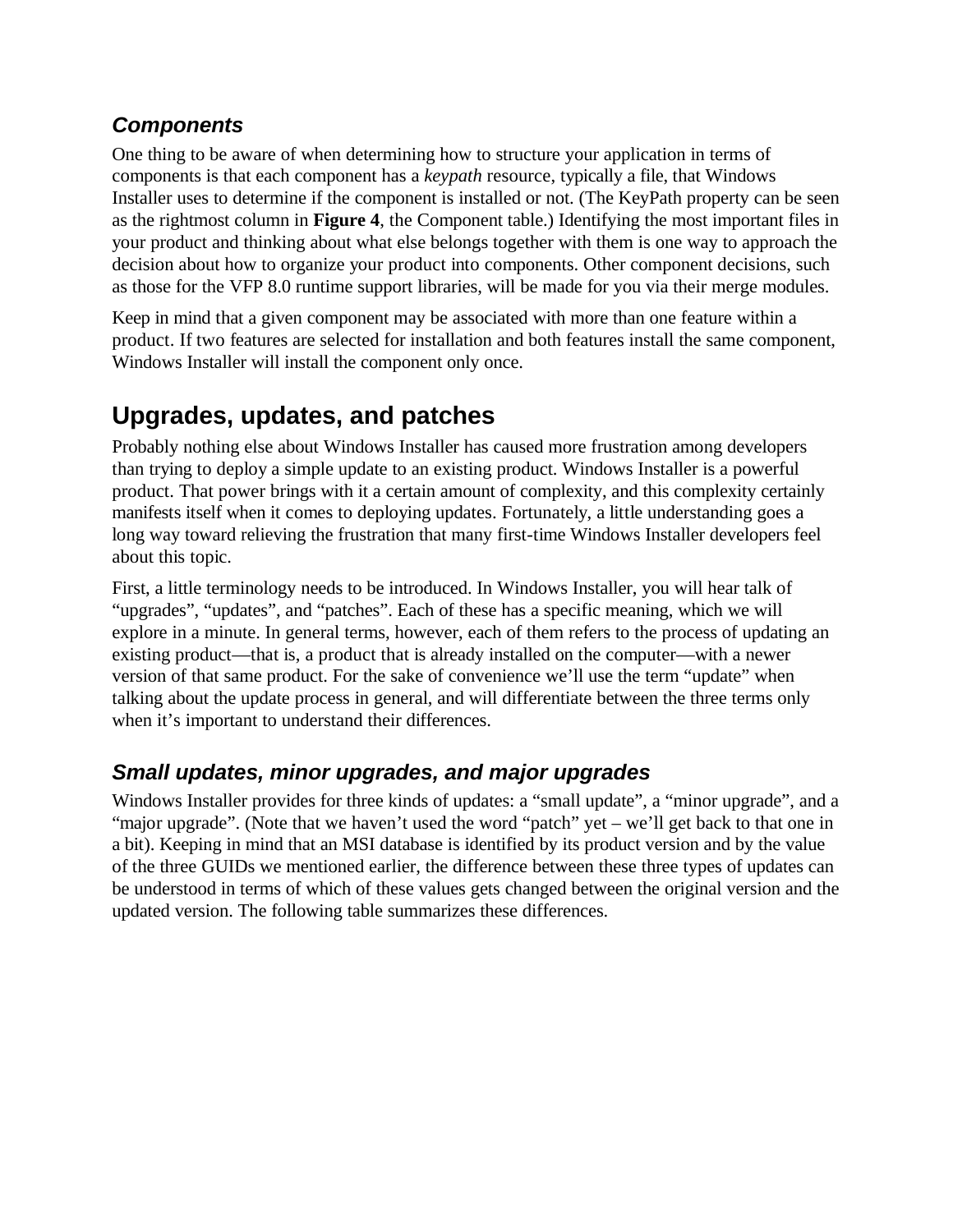### *Components*

One thing to be aware of when determining how to structure your application in terms of components is that each component has a *keypath* resource, typically a file, that Windows Installer uses to determine if the component is installed or not. (The KeyPath property can be seen as the rightmost column in **Figure 4**, the Component table.) Identifying the most important files in your product and thinking about what else belongs together with them is one way to approach the decision about how to organize your product into components. Other component decisions, such as those for the VFP 8.0 runtime support libraries, will be made for you via their merge modules.

Keep in mind that a given component may be associated with more than one feature within a product. If two features are selected for installation and both features install the same component, Windows Installer will install the component only once.

## Upgrades, updates, and patches

Probably nothing else about Windows Installer has caused more frustration among developers than trying to deploy a simple update to an existing product. Windows Installer is a powerful product. That power brings with it a certain amount of complexity, and this complexity certainly manifests itself when it comes to deploying updates. Fortunately, a little understanding goes a long way toward relieving the frustration that many first-time Windows Installer developers feel about this topic.

First, a little terminology needs to be introduced. In Windows Installer, you will hear talk of “upgrades”, “updates”, and “patches”. Each of these has a specific meaning, which we will explore in a minute. In general terms, however, each of them refers to the process of updating an existing product—that is, a product that is already installed on the computer—with a newer version of that same product. For the sake of convenience we’ll use the term “update” when talking about the update process in general, and will differentiate between the three terms only when it’s important to understand their differences.

### *Small updates, minor upgrades, and major upgrades*

Windows Installer provides for three kinds of updates: a “small update”, a “minor upgrade”, and a “major upgrade”. (Note that we haven’t used the word “patch” yet – we’ll get back to that one in a bit). Keeping in mind that an MSI database is identified by its product version and by the value of the three GUIDs we mentioned earlier, the difference between these three types of updates can be understood in terms of which of these values gets changed between the original version and the updated version. The following table summarizes these differences.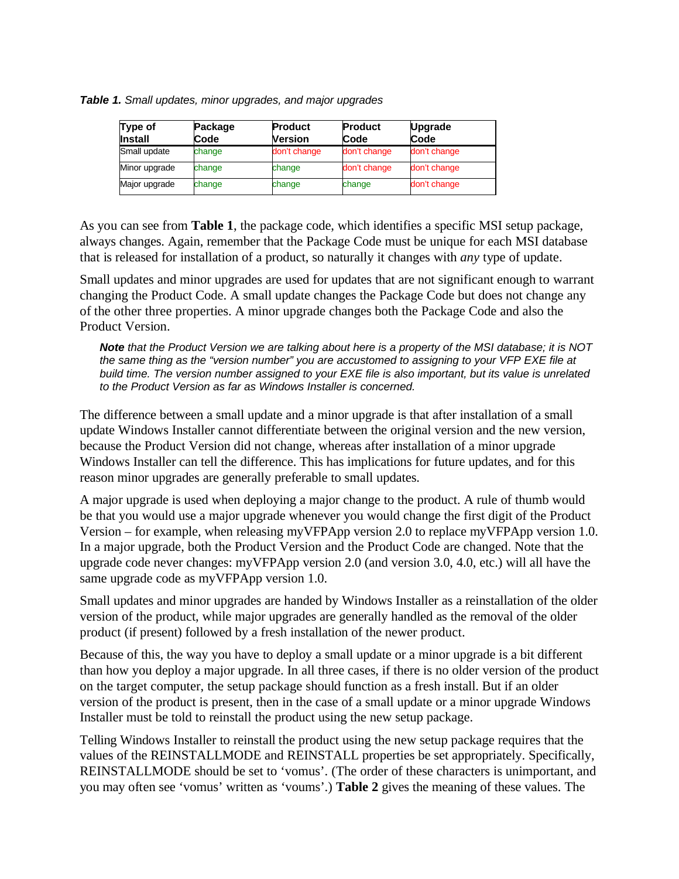***Table 1.*** *Small updates, minor upgrades, and major upgrades*

| Type of Install | Package Code | Product Version | Product Code | Upgrade Code |
|---|---|---|---|---|
| Small update | change | don't change | don't change | don't change |
| Minor upgrade | change | change | don't change | don't change |
| Major upgrade | change | change | change | don't change |

As you can see from **Table 1**, the package code, which identifies a specific MSI setup package, always changes. Again, remember that the Package Code must be unique for each MSI database that is released for installation of a product, so naturally it changes with *any* type of update.

Small updates and minor upgrades are used for updates that are not significant enough to warrant changing the Product Code. A small update changes the Package Code but does not change any of the other three properties. A minor upgrade changes both the Package Code and also the Product Version.

> ***Note*** *that the Product Version we are talking about here is a property of the MSI database; it is NOT the same thing as the "version number" you are accustomed to assigning to your VFP EXE file at build time. The version number assigned to your EXE file is also important, but its value is unrelated to the Product Version as far as Windows Installer is concerned.*

The difference between a small update and a minor upgrade is that after installation of a small update Windows Installer cannot differentiate between the original version and the new version, because the Product Version did not change, whereas after installation of a minor upgrade Windows Installer can tell the difference. This has implications for future updates, and for this reason minor upgrades are generally preferable to small updates.

A major upgrade is used when deploying a major change to the product. A rule of thumb would be that you would use a major upgrade whenever you would change the first digit of the Product Version – for example, when releasing myVFPApp version 2.0 to replace myVFPApp version 1.0. In a major upgrade, both the Product Version and the Product Code are changed. Note that the upgrade code never changes: myVFPApp version 2.0 (and version 3.0, 4.0, etc.) will all have the same upgrade code as myVFPApp version 1.0.

Small updates and minor upgrades are handed by Windows Installer as a reinstallation of the older version of the product, while major upgrades are generally handled as the removal of the older product (if present) followed by a fresh installation of the newer product.

Because of this, the way you have to deploy a small update or a minor upgrade is a bit different than how you deploy a major upgrade. In all three cases, if there is no older version of the product on the target computer, the setup package should function as a fresh install. But if an older version of the product is present, then in the case of a small update or a minor upgrade Windows Installer must be told to reinstall the product using the new setup package.

Telling Windows Installer to reinstall the product using the new setup package requires that the values of the REINSTALLMODE and REINSTALL properties be set appropriately. Specifically, REINSTALLMODE should be set to 'vomus'. (The order of these characters is unimportant, and you may often see 'vomus' written as 'voums'.) **Table 2** gives the meaning of these values. The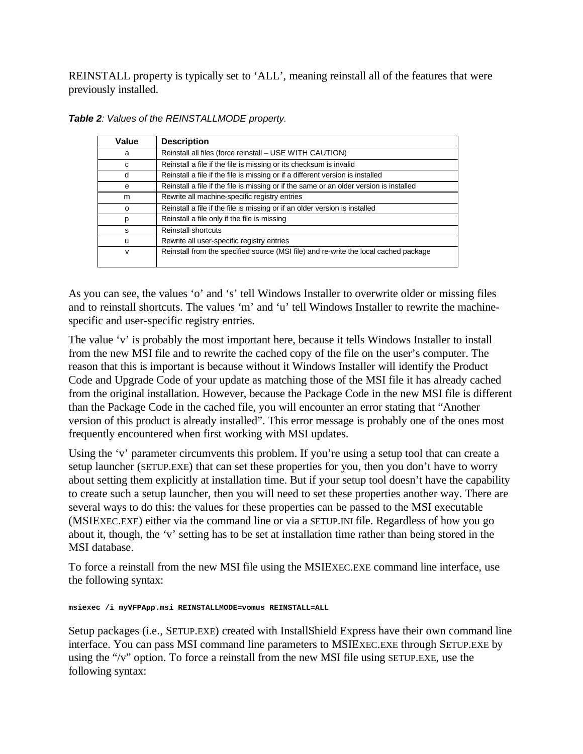REINSTALL property is typically set to 'ALL', meaning reinstall all of the features that were previously installed.

***Table 2**: Values of the REINSTALLMODE property.*

| Value | Description |
|---|---|
| a | Reinstall all files (force reinstall – USE WITH CAUTION) |
| c | Reinstall a file if the file is missing or its checksum is invalid |
| d | Reinstall a file if the file is missing or if a different version is installed |
| e | Reinstall a file if the file is missing or if the same or an older version is installed |
| m | Rewrite all machine-specific registry entries |
| o | Reinstall a file if the file is missing or if an older version is installed |
| p | Reinstall a file only if the file is missing |
| s | Reinstall shortcuts |
| u | Rewrite all user-specific registry entries |
| v | Reinstall from the specified source (MSI file) and re-write the local cached package |

As you can see, the values 'o' and 's' tell Windows Installer to overwrite older or missing files and to reinstall shortcuts. The values 'm' and 'u' tell Windows Installer to rewrite the machine-specific and user-specific registry entries.

The value 'v' is probably the most important here, because it tells Windows Installer to install from the new MSI file and to rewrite the cached copy of the file on the user's computer. The reason that this is important is because without it Windows Installer will identify the Product Code and Upgrade Code of your update as matching those of the MSI file it has already cached from the original installation. However, because the Package Code in the new MSI file is different than the Package Code in the cached file, you will encounter an error stating that "Another version of this product is already installed". This error message is probably one of the ones most frequently encountered when first working with MSI updates.

Using the 'v' parameter circumvents this problem. If you're using a setup tool that can create a setup launcher (SETUP.EXE) that can set these properties for you, then you don't have to worry about setting them explicitly at installation time. But if your setup tool doesn't have the capability to create such a setup launcher, then you will need to set these properties another way. There are several ways to do this: the values for these properties can be passed to the MSI executable (MSIEXEC.EXE) either via the command line or via a SETUP.INI file. Regardless of how you go about it, though, the 'v' setting has to be set at installation time rather than being stored in the MSI database.

To force a reinstall from the new MSI file using the MSIEXEC.EXE command line interface, use the following syntax:

```
msiexec /i myVFPApp.msi REINSTALLMODE=vomus REINSTALL=ALL
```

Setup packages (i.e., SETUP.EXE) created with InstallShield Express have their own command line interface. You can pass MSI command line parameters to MSIEXEC.EXE through SETUP.EXE by using the "/v" option. To force a reinstall from the new MSI file using SETUP.EXE, use the following syntax: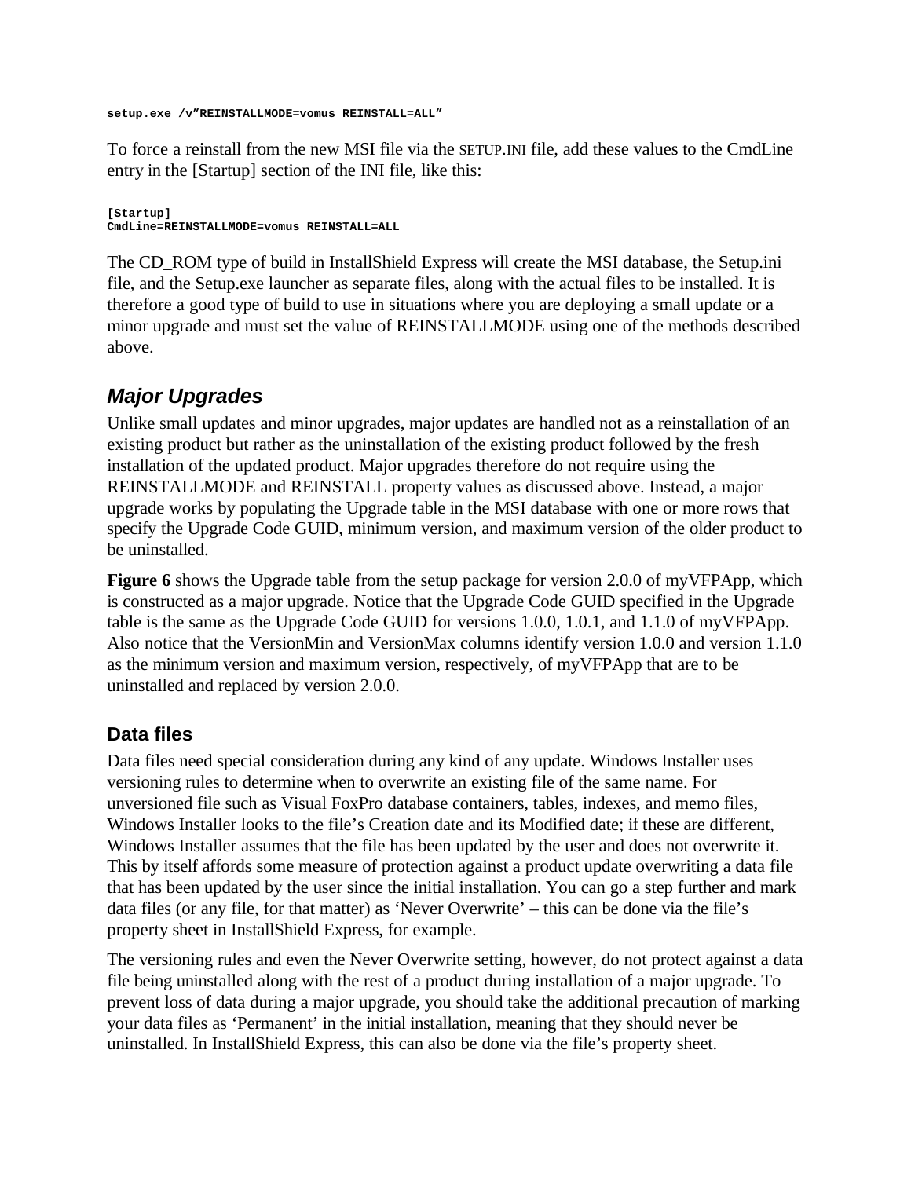```
setup.exe /v”REINSTALLMODE=vomus REINSTALL=ALL”
```

To force a reinstall from the new MSI file via the SETUP.INI file, add these values to the CmdLine entry in the [Startup] section of the INI file, like this:

```
[Startup]
CmdLine=REINSTALLMODE=vomus REINSTALL=ALL
```

The CD_ROM type of build in InstallShield Express will create the MSI database, the Setup.ini file, and the Setup.exe launcher as separate files, along with the actual files to be installed. It is therefore a good type of build to use in situations where you are deploying a small update or a minor upgrade and must set the value of REINSTALLMODE using one of the methods described above.

## *Major Upgrades*

Unlike small updates and minor upgrades, major updates are handled not as a reinstallation of an existing product but rather as the uninstallation of the existing product followed by the fresh installation of the updated product. Major upgrades therefore do not require using the REINSTALLMODE and REINSTALL property values as discussed above. Instead, a major upgrade works by populating the Upgrade table in the MSI database with one or more rows that specify the Upgrade Code GUID, minimum version, and maximum version of the older product to be uninstalled.

**Figure 6** shows the Upgrade table from the setup package for version 2.0.0 of myVFPApp, which is constructed as a major upgrade. Notice that the Upgrade Code GUID specified in the Upgrade table is the same as the Upgrade Code GUID for versions 1.0.0, 1.0.1, and 1.1.0 of myVFPApp. Also notice that the VersionMin and VersionMax columns identify version 1.0.0 and version 1.1.0 as the minimum version and maximum version, respectively, of myVFPApp that are to be uninstalled and replaced by version 2.0.0.

### Data files

Data files need special consideration during any kind of any update. Windows Installer uses versioning rules to determine when to overwrite an existing file of the same name. For unversioned file such as Visual FoxPro database containers, tables, indexes, and memo files, Windows Installer looks to the file’s Creation date and its Modified date; if these are different, Windows Installer assumes that the file has been updated by the user and does not overwrite it. This by itself affords some measure of protection against a product update overwriting a data file that has been updated by the user since the initial installation. You can go a step further and mark data files (or any file, for that matter) as ‘Never Overwrite’ – this can be done via the file’s property sheet in InstallShield Express, for example.

The versioning rules and even the Never Overwrite setting, however, do not protect against a data file being uninstalled along with the rest of a product during installation of a major upgrade. To prevent loss of data during a major upgrade, you should take the additional precaution of marking your data files as ‘Permanent’ in the initial installation, meaning that they should never be uninstalled. In InstallShield Express, this can also be done via the file’s property sheet.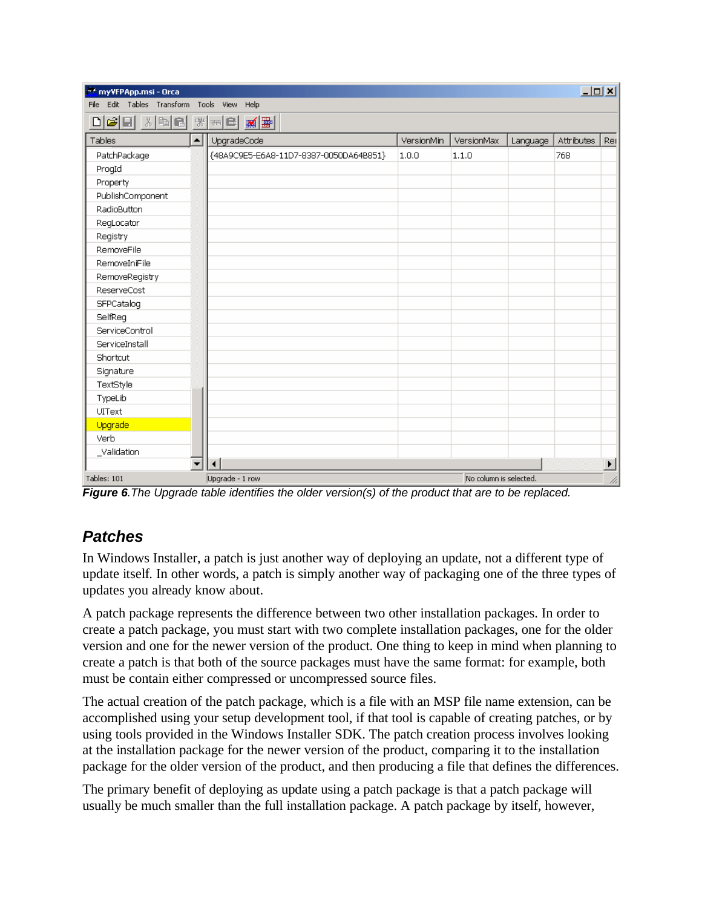*Figure 6.The Upgrade table identifies the older version(s) of the product that are to be replaced.*

## Patches

In Windows Installer, a patch is just another way of deploying an update, not a different type of update itself. In other words, a patch is simply another way of packaging one of the three types of updates you already know about.

A patch package represents the difference between two other installation packages. In order to create a patch package, you must start with two complete installation packages, one for the older version and one for the newer version of the product. One thing to keep in mind when planning to create a patch is that both of the source packages must have the same format: for example, both must be contain either compressed or uncompressed source files.

The actual creation of the patch package, which is a file with an MSP file name extension, can be accomplished using your setup development tool, if that tool is capable of creating patches, or by using tools provided in the Windows Installer SDK. The patch creation process involves looking at the installation package for the newer version of the product, comparing it to the installation package for the older version of the product, and then producing a file that defines the differences.

The primary benefit of deploying as update using a patch package is that a patch package will usually be much smaller than the full installation package. A patch package by itself, however,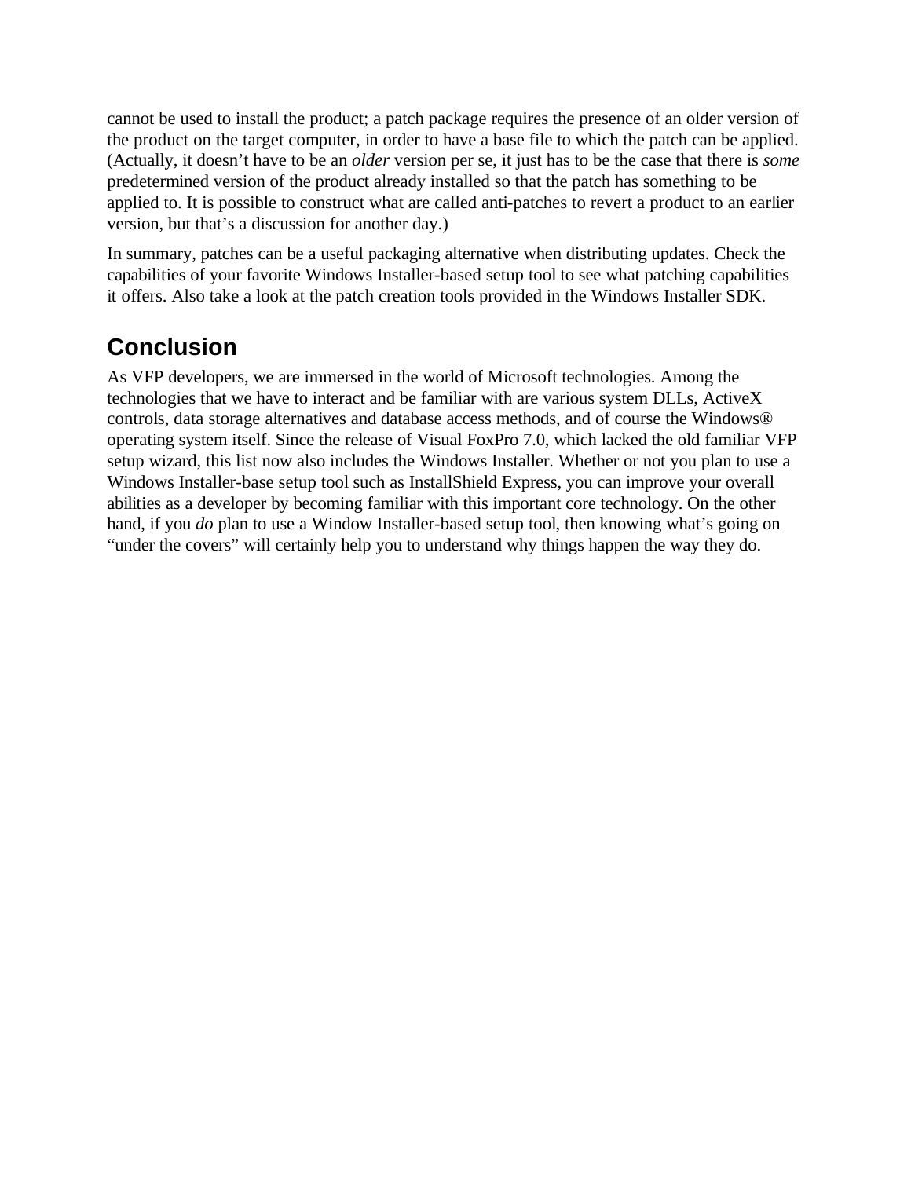cannot be used to install the product; a patch package requires the presence of an older version of the product on the target computer, in order to have a base file to which the patch can be applied. (Actually, it doesn't have to be an *older* version per se, it just has to be the case that there is *some* predetermined version of the product already installed so that the patch has something to be applied to. It is possible to construct what are called anti-patches to revert a product to an earlier version, but that's a discussion for another day.)

In summary, patches can be a useful packaging alternative when distributing updates. Check the capabilities of your favorite Windows Installer-based setup tool to see what patching capabilities it offers. Also take a look at the patch creation tools provided in the Windows Installer SDK.

## Conclusion

As VFP developers, we are immersed in the world of Microsoft technologies. Among the technologies that we have to interact and be familiar with are various system DLLs, ActiveX controls, data storage alternatives and database access methods, and of course the Windows® operating system itself. Since the release of Visual FoxPro 7.0, which lacked the old familiar VFP setup wizard, this list now also includes the Windows Installer. Whether or not you plan to use a Windows Installer-base setup tool such as InstallShield Express, you can improve your overall abilities as a developer by becoming familiar with this important core technology. On the other hand, if you *do* plan to use a Window Installer-based setup tool, then knowing what's going on "under the covers" will certainly help you to understand why things happen the way they do.